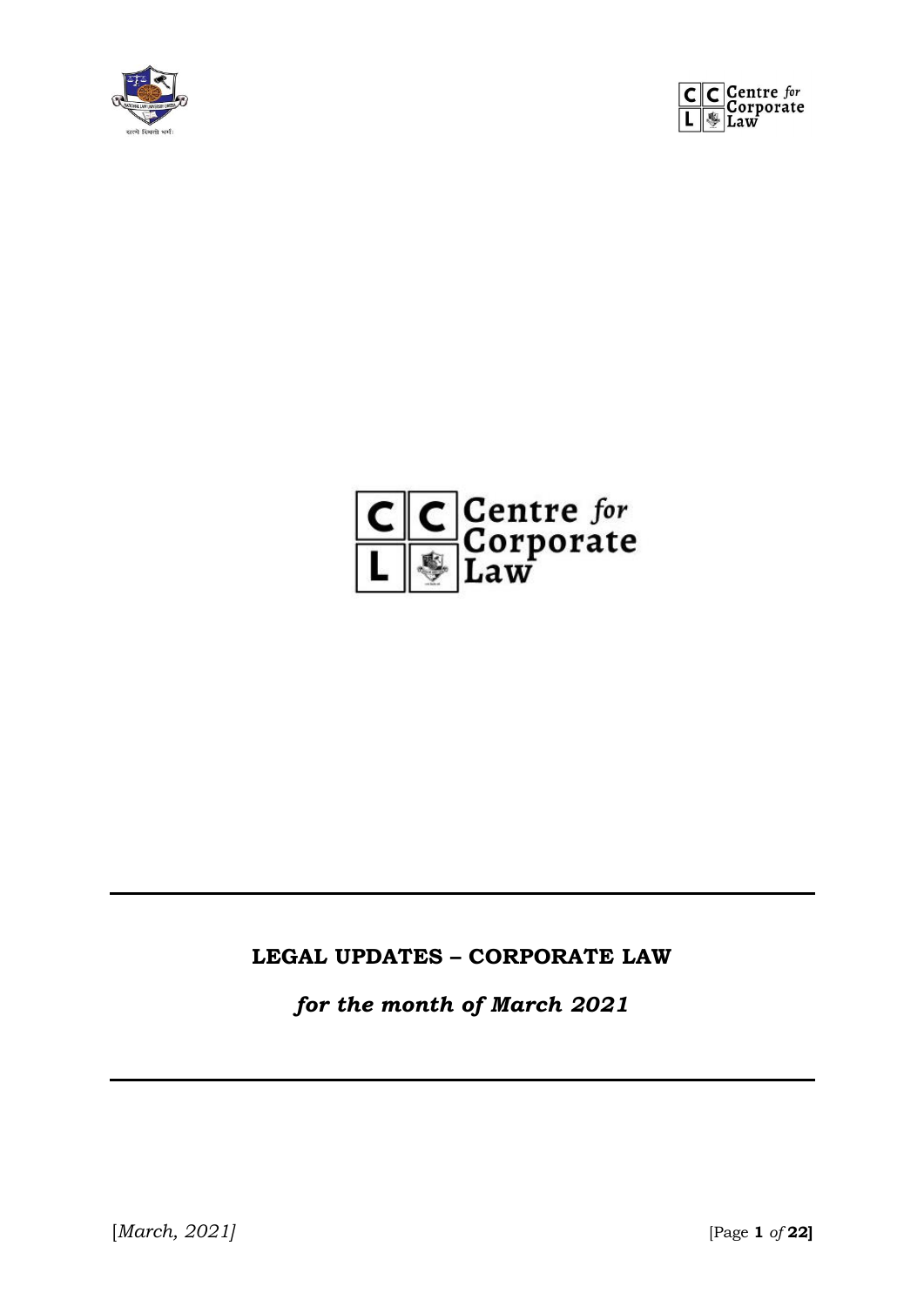Centre for Corporate Law

# LEGAL UPDATES – CORPORATE LAW

## *for the month of March 2021*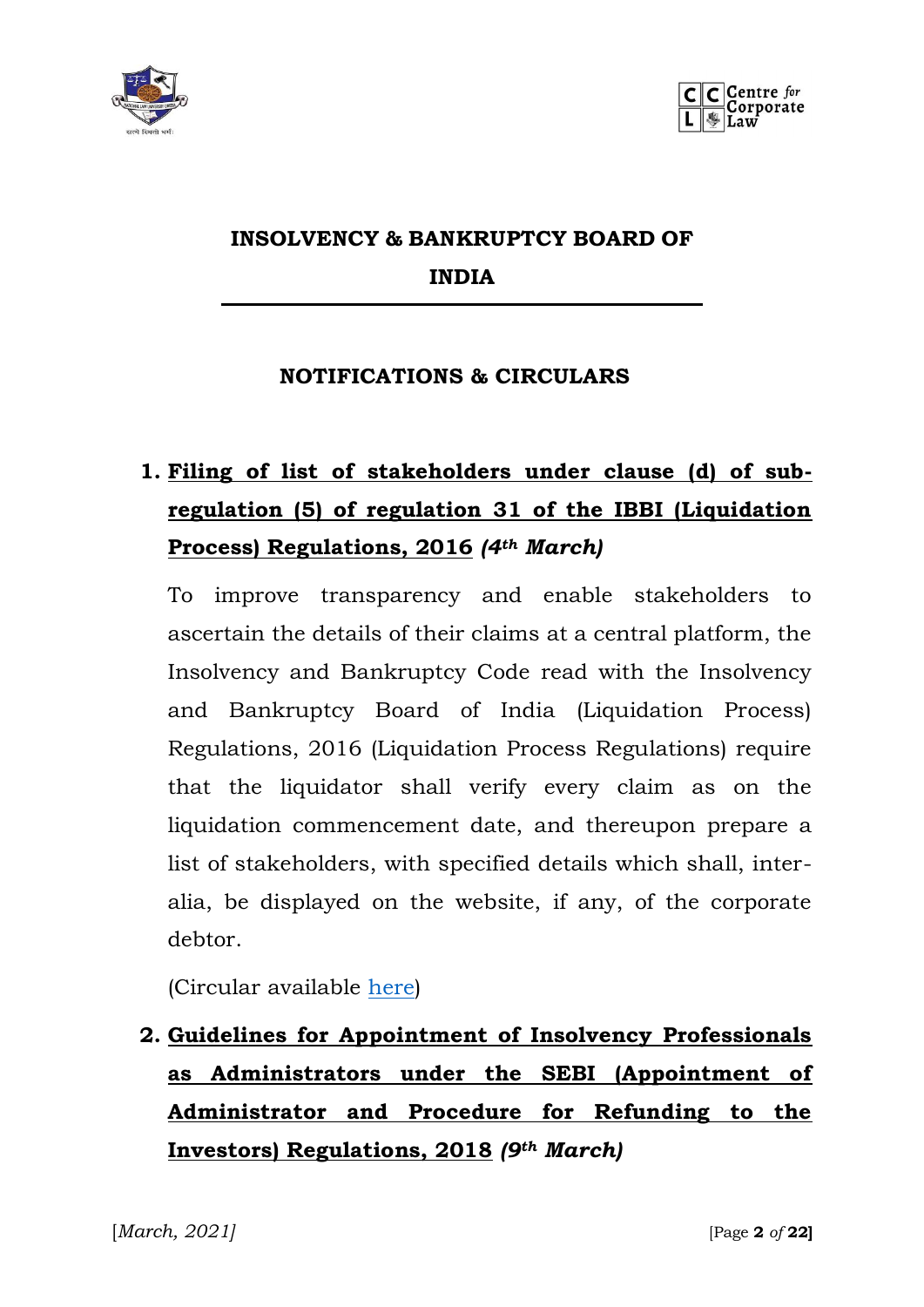# INSOLVENCY & BANKRUPTCY BOARD OF INDIA

## NOTIFICATIONS & CIRCULARS

1. **Filing of list of stakeholders under clause (d) of sub-regulation (5) of regulation 31 of the IBBI (Liquidation Process) Regulations, 2016** ***(4th March)***

   To improve transparency and enable stakeholders to ascertain the details of their claims at a central platform, the Insolvency and Bankruptcy Code read with the Insolvency and Bankruptcy Board of India (Liquidation Process) Regulations, 2016 (Liquidation Process Regulations) require that the liquidator shall verify every claim as on the liquidation commencement date, and thereupon prepare a list of stakeholders, with specified details which shall, inter-alia, be displayed on the website, if any, of the corporate debtor.

   (Circular available here)

2. **Guidelines for Appointment of Insolvency Professionals as Administrators under the SEBI (Appointment of Administrator and Procedure for Refunding to the Investors) Regulations, 2018** ***(9th March)***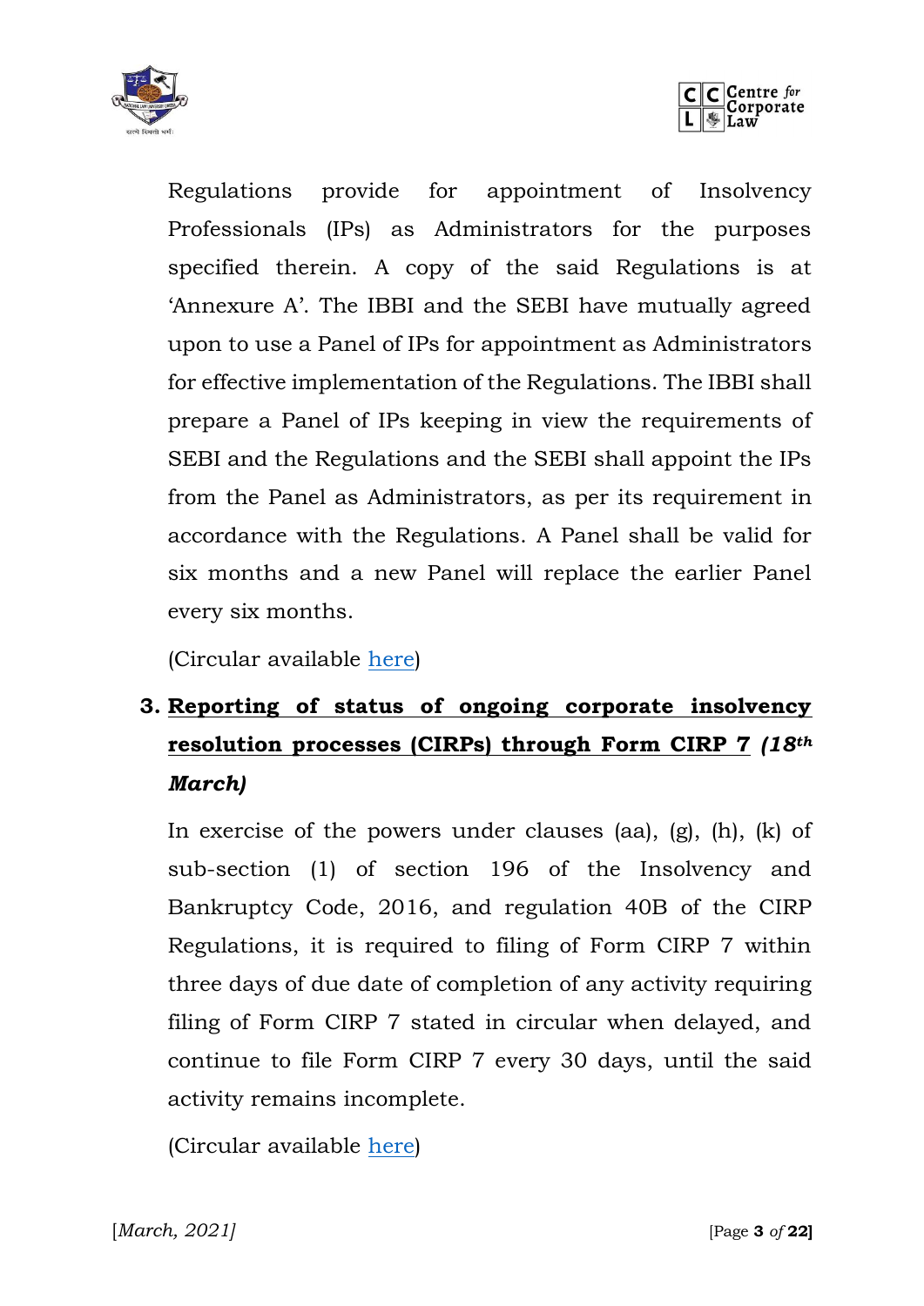Regulations provide for appointment of Insolvency Professionals (IPs) as Administrators for the purposes specified therein. A copy of the said Regulations is at 'Annexure A'. The IBBI and the SEBI have mutually agreed upon to use a Panel of IPs for appointment as Administrators for effective implementation of the Regulations. The IBBI shall prepare a Panel of IPs keeping in view the requirements of SEBI and the Regulations and the SEBI shall appoint the IPs from the Panel as Administrators, as per its requirement in accordance with the Regulations. A Panel shall be valid for six months and a new Panel will replace the earlier Panel every six months.

(Circular available here)

3. **Reporting of status of ongoing corporate insolvency resolution processes (CIRPs) through Form CIRP 7** ***(18th March)***

In exercise of the powers under clauses (aa), (g), (h), (k) of sub-section (1) of section 196 of the Insolvency and Bankruptcy Code, 2016, and regulation 40B of the CIRP Regulations, it is required to filing of Form CIRP 7 within three days of due date of completion of any activity requiring filing of Form CIRP 7 stated in circular when delayed, and continue to file Form CIRP 7 every 30 days, until the said activity remains incomplete.

(Circular available here)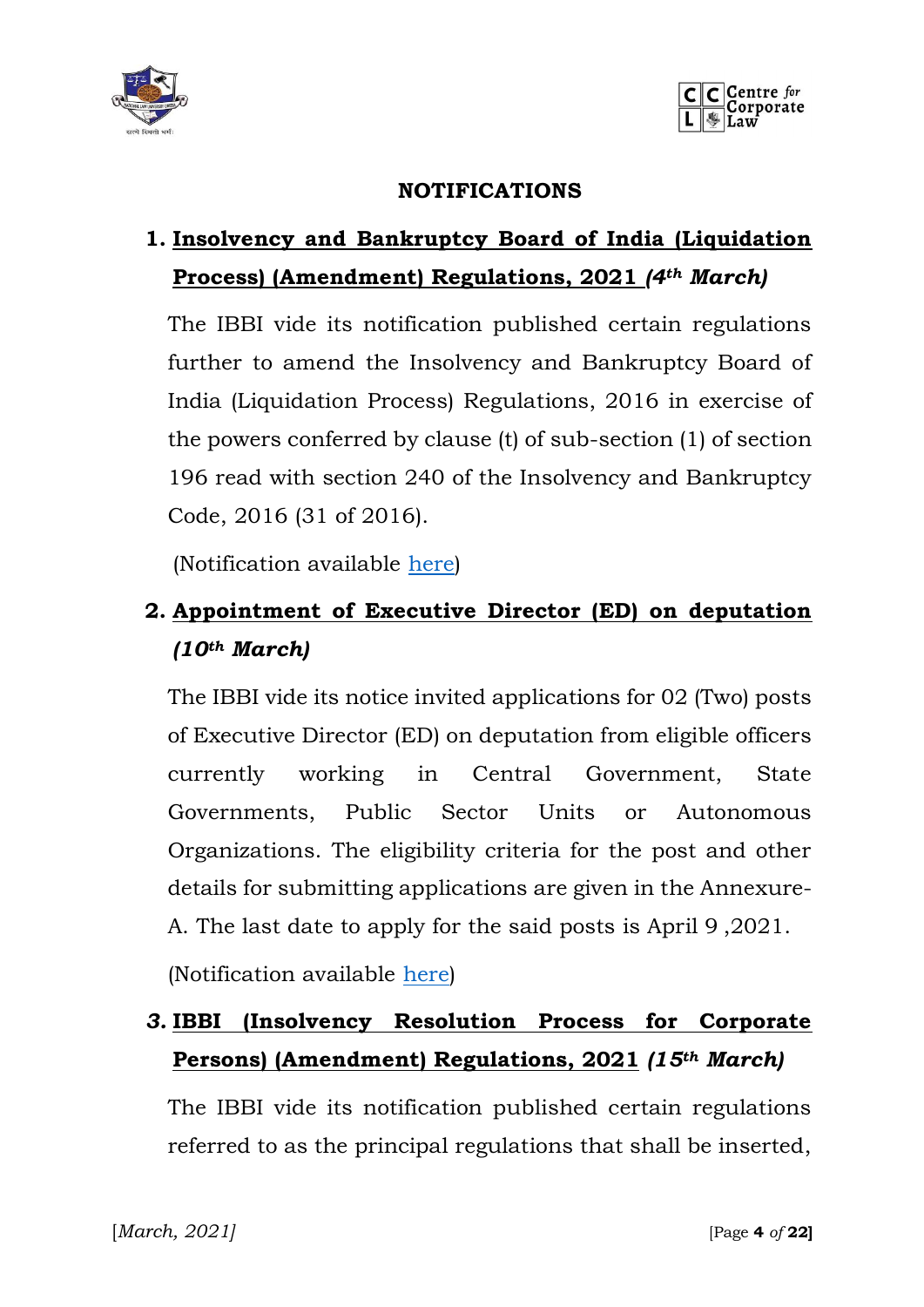## NOTIFICATIONS

### 1. Insolvency and Bankruptcy Board of India (Liquidation Process) (Amendment) Regulations, 2021 *(4th March)*

The IBBI vide its notification published certain regulations further to amend the Insolvency and Bankruptcy Board of India (Liquidation Process) Regulations, 2016 in exercise of the powers conferred by clause (t) of sub-section (1) of section 196 read with section 240 of the Insolvency and Bankruptcy Code, 2016 (31 of 2016).

(Notification available here)

### 2. Appointment of Executive Director (ED) on deputation *(10th March)*

The IBBI vide its notice invited applications for 02 (Two) posts of Executive Director (ED) on deputation from eligible officers currently working in Central Government, State Governments, Public Sector Units or Autonomous Organizations. The eligibility criteria for the post and other details for submitting applications are given in the Annexure-A. The last date to apply for the said posts is April 9 ,2021.

(Notification available here)

### 3. IBBI (Insolvency Resolution Process for Corporate Persons) (Amendment) Regulations, 2021 *(15th March)*

The IBBI vide its notification published certain regulations referred to as the principal regulations that shall be inserted,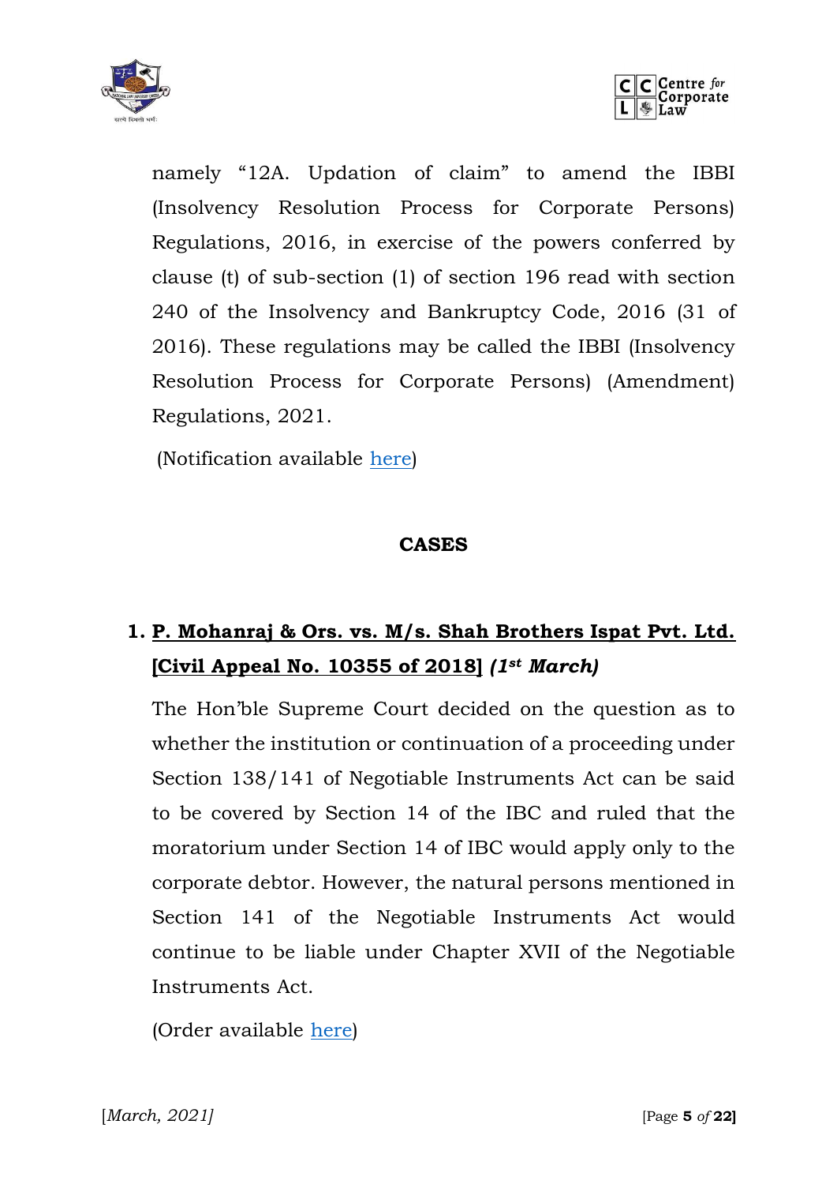namely "12A. Updation of claim" to amend the IBBI (Insolvency Resolution Process for Corporate Persons) Regulations, 2016, in exercise of the powers conferred by clause (t) of sub-section (1) of section 196 read with section 240 of the Insolvency and Bankruptcy Code, 2016 (31 of 2016). These regulations may be called the IBBI (Insolvency Resolution Process for Corporate Persons) (Amendment) Regulations, 2021.

(Notification available here)

## CASES

### 1. P. Mohanraj & Ors. vs. M/s. Shah Brothers Ispat Pvt. Ltd. [Civil Appeal No. 10355 of 2018] *(1st March)*

The Hon'ble Supreme Court decided on the question as to whether the institution or continuation of a proceeding under Section 138/141 of Negotiable Instruments Act can be said to be covered by Section 14 of the IBC and ruled that the moratorium under Section 14 of IBC would apply only to the corporate debtor. However, the natural persons mentioned in Section 141 of the Negotiable Instruments Act would continue to be liable under Chapter XVII of the Negotiable Instruments Act.

(Order available here)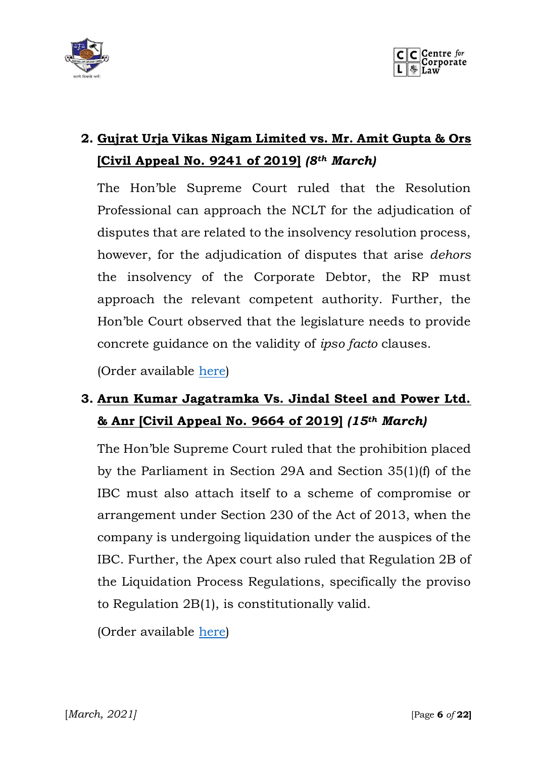2. **Gujrat Urja Vikas Nigam Limited vs. Mr. Amit Gupta & Ors [Civil Appeal No. 9241 of 2019]** ***(8th March)***

   The Hon'ble Supreme Court ruled that the Resolution Professional can approach the NCLT for the adjudication of disputes that are related to the insolvency resolution process, however, for the adjudication of disputes that arise *dehors* the insolvency of the Corporate Debtor, the RP must approach the relevant competent authority. Further, the Hon'ble Court observed that the legislature needs to provide concrete guidance on the validity of *ipso facto* clauses.

   (Order available here)

3. **Arun Kumar Jagatramka Vs. Jindal Steel and Power Ltd. & Anr [Civil Appeal No. 9664 of 2019]** ***(15th March)***

   The Hon'ble Supreme Court ruled that the prohibition placed by the Parliament in Section 29A and Section 35(1)(f) of the IBC must also attach itself to a scheme of compromise or arrangement under Section 230 of the Act of 2013, when the company is undergoing liquidation under the auspices of the IBC. Further, the Apex court also ruled that Regulation 2B of the Liquidation Process Regulations, specifically the proviso to Regulation 2B(1), is constitutionally valid.

   (Order available here)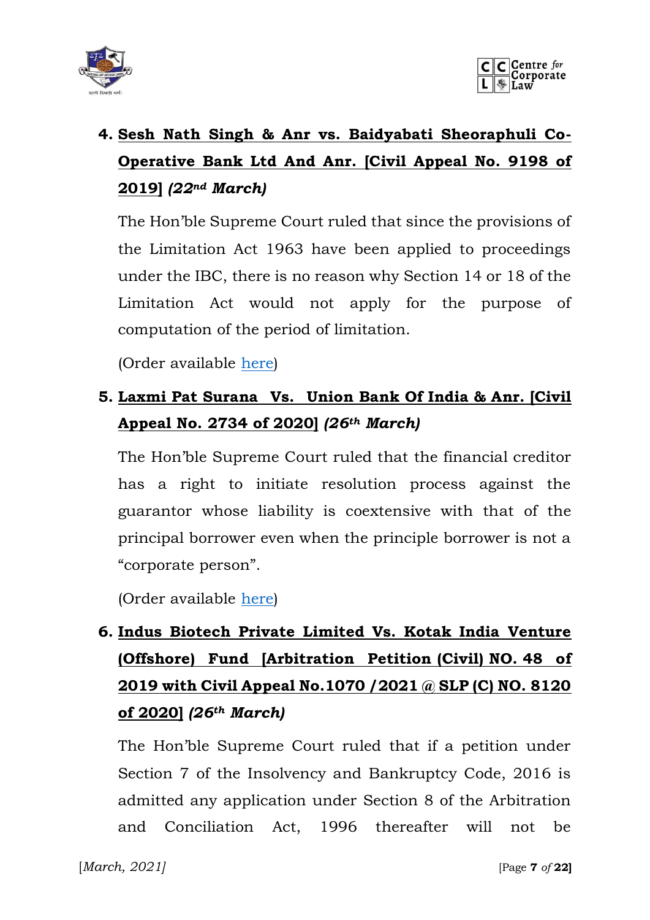4. **Sesh Nath Singh & Anr vs. Baidyabati Sheoraphuli Co-Operative Bank Ltd And Anr. [Civil Appeal No. 9198 of 2019]** ***(22nd March)***

   The Hon'ble Supreme Court ruled that since the provisions of the Limitation Act 1963 have been applied to proceedings under the IBC, there is no reason why Section 14 or 18 of the Limitation Act would not apply for the purpose of computation of the period of limitation.

   (Order available here)

5. **Laxmi Pat Surana Vs. Union Bank Of India & Anr. [Civil Appeal No. 2734 of 2020]** ***(26th March)***

   The Hon'ble Supreme Court ruled that the financial creditor has a right to initiate resolution process against the guarantor whose liability is coextensive with that of the principal borrower even when the principle borrower is not a "corporate person".

   (Order available here)

6. **Indus Biotech Private Limited Vs. Kotak India Venture (Offshore) Fund [Arbitration Petition (Civil) NO. 48 of 2019 with Civil Appeal No.1070 /2021 @ SLP (C) NO. 8120 of 2020]** ***(26th March)***

   The Hon'ble Supreme Court ruled that if a petition under Section 7 of the Insolvency and Bankruptcy Code, 2016 is admitted any application under Section 8 of the Arbitration and Conciliation Act, 1996 thereafter will not be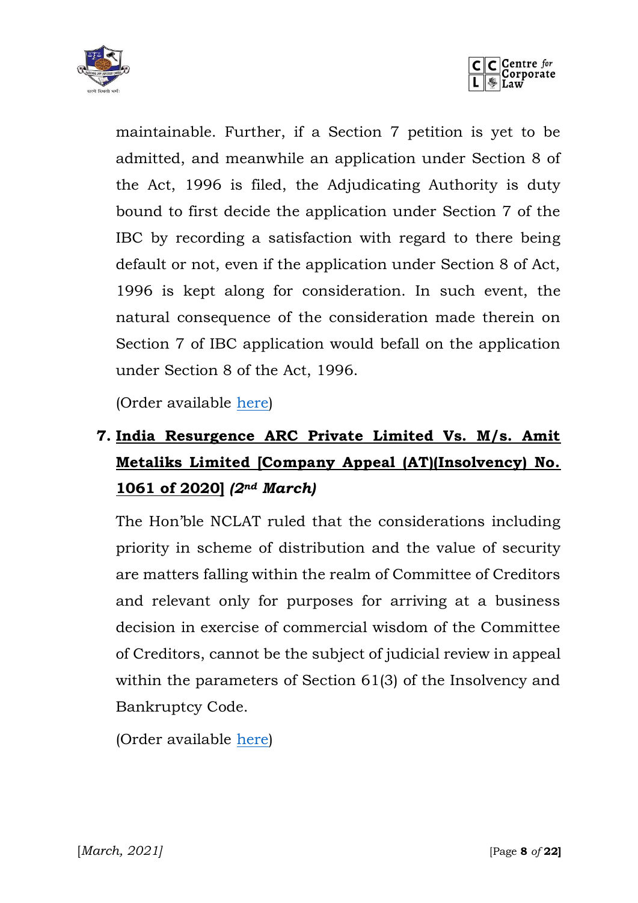maintainable. Further, if a Section 7 petition is yet to be admitted, and meanwhile an application under Section 8 of the Act, 1996 is filed, the Adjudicating Authority is duty bound to first decide the application under Section 7 of the IBC by recording a satisfaction with regard to there being default or not, even if the application under Section 8 of Act, 1996 is kept along for consideration. In such event, the natural consequence of the consideration made therein on Section 7 of IBC application would befall on the application under Section 8 of the Act, 1996.

(Order available here)

7. **India Resurgence ARC Private Limited Vs. M/s. Amit Metaliks Limited [Company Appeal (AT)(Insolvency) No. 1061 of 2020]** ***(2nd March)***

   The Hon'ble NCLAT ruled that the considerations including priority in scheme of distribution and the value of security are matters falling within the realm of Committee of Creditors and relevant only for purposes for arriving at a business decision in exercise of commercial wisdom of the Committee of Creditors, cannot be the subject of judicial review in appeal within the parameters of Section 61(3) of the Insolvency and Bankruptcy Code.

   (Order available here)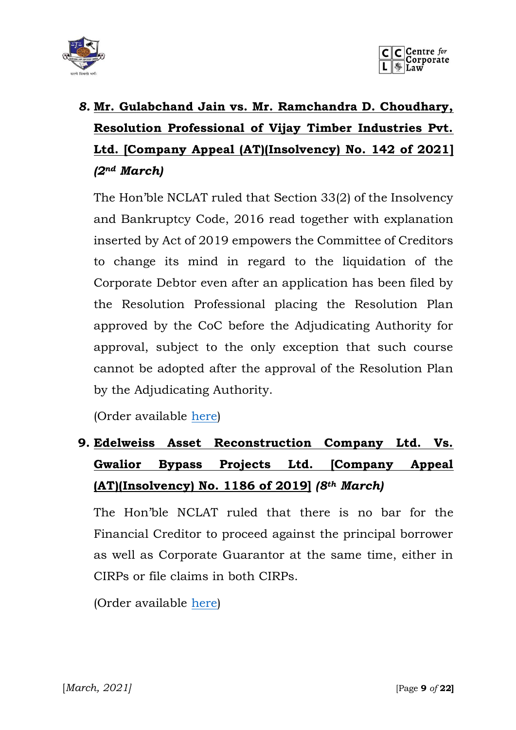8. ***Mr. Gulabchand Jain vs. Mr. Ramchandra D. Choudhary, Resolution Professional of Vijay Timber Industries Pvt. Ltd. [Company Appeal (AT)(Insolvency) No. 142 of 2021]*** ***(2nd March)***

   The Hon'ble NCLAT ruled that Section 33(2) of the Insolvency and Bankruptcy Code, 2016 read together with explanation inserted by Act of 2019 empowers the Committee of Creditors to change its mind in regard to the liquidation of the Corporate Debtor even after an application has been filed by the Resolution Professional placing the Resolution Plan approved by the CoC before the Adjudicating Authority for approval, subject to the only exception that such course cannot be adopted after the approval of the Resolution Plan by the Adjudicating Authority.

   (Order available here)

9. **Edelweiss Asset Reconstruction Company Ltd. Vs. Gwalior Bypass Projects Ltd. [Company Appeal (AT)(Insolvency) No. 1186 of 2019]** ***(8th March)***

   The Hon'ble NCLAT ruled that there is no bar for the Financial Creditor to proceed against the principal borrower as well as Corporate Guarantor at the same time, either in CIRPs or file claims in both CIRPs.

   (Order available here)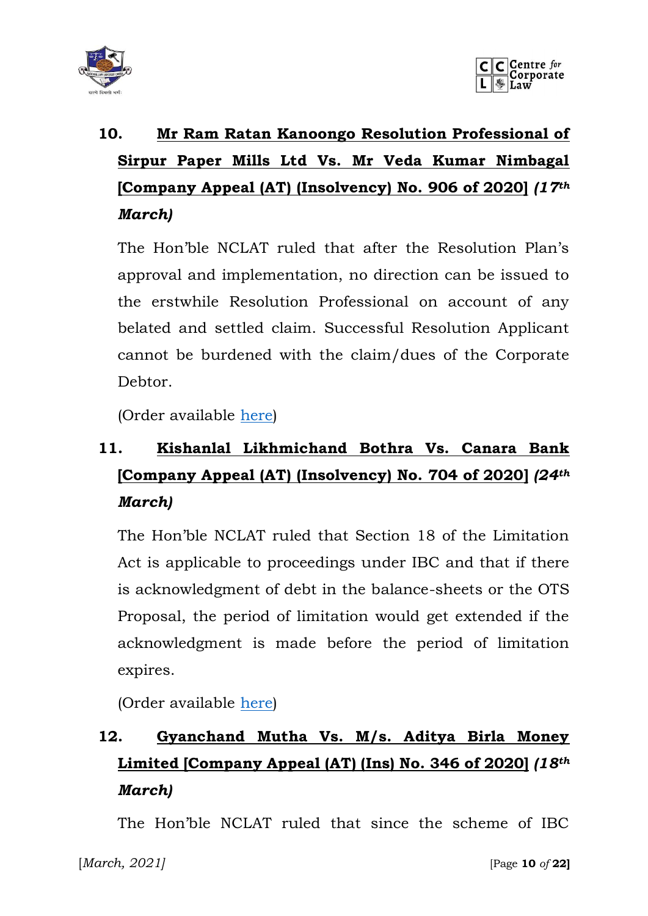### 10. **Mr Ram Ratan Kanoongo Resolution Professional of Sirpur Paper Mills Ltd Vs. Mr Veda Kumar Nimbagal [Company Appeal (AT) (Insolvency) No. 906 of 2020]** ***(17th March)***

The Hon'ble NCLAT ruled that after the Resolution Plan's approval and implementation, no direction can be issued to the erstwhile Resolution Professional on account of any belated and settled claim. Successful Resolution Applicant cannot be burdened with the claim/dues of the Corporate Debtor.

(Order available here)

### 11. **Kishanlal Likhmichand Bothra Vs. Canara Bank [Company Appeal (AT) (Insolvency) No. 704 of 2020]** ***(24th March)***

The Hon'ble NCLAT ruled that Section 18 of the Limitation Act is applicable to proceedings under IBC and that if there is acknowledgment of debt in the balance-sheets or the OTS Proposal, the period of limitation would get extended if the acknowledgment is made before the period of limitation expires.

(Order available here)

### 12. **Gyanchand Mutha Vs. M/s. Aditya Birla Money Limited [Company Appeal (AT) (Ins) No. 346 of 2020]** ***(18th March)***

The Hon'ble NCLAT ruled that since the scheme of IBC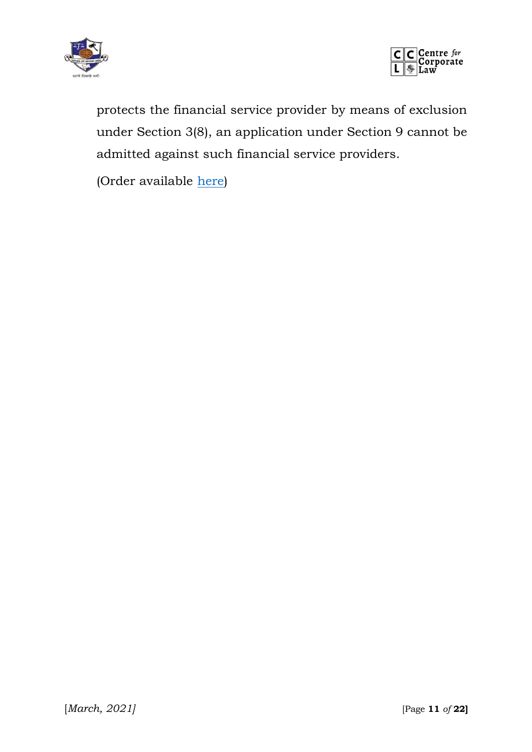protects the financial service provider by means of exclusion under Section 3(8), an application under Section 9 cannot be admitted against such financial service providers.

(Order available here)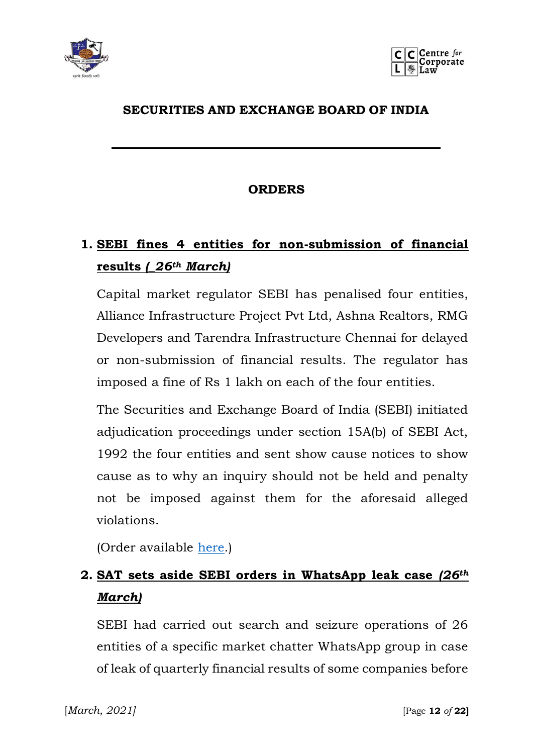## SECURITIES AND EXCHANGE BOARD OF INDIA

---

### ORDERS

1. **SEBI fines 4 entities for non-submission of financial results (*_26th March)***

   Capital market regulator SEBI has penalised four entities, Alliance Infrastructure Project Pvt Ltd, Ashna Realtors, RMG Developers and Tarendra Infrastructure Chennai for delayed or non-submission of financial results. The regulator has imposed a fine of Rs 1 lakh on each of the four entities.

   The Securities and Exchange Board of India (SEBI) initiated adjudication proceedings under section 15A(b) of SEBI Act, 1992 the four entities and sent show cause notices to show cause as to why an inquiry should not be held and penalty not be imposed against them for the aforesaid alleged violations.

   (Order available here.)

2. **SAT sets aside SEBI orders in WhatsApp leak case *(26th March)***

   SEBI had carried out search and seizure operations of 26 entities of a specific market chatter WhatsApp group in case of leak of quarterly financial results of some companies before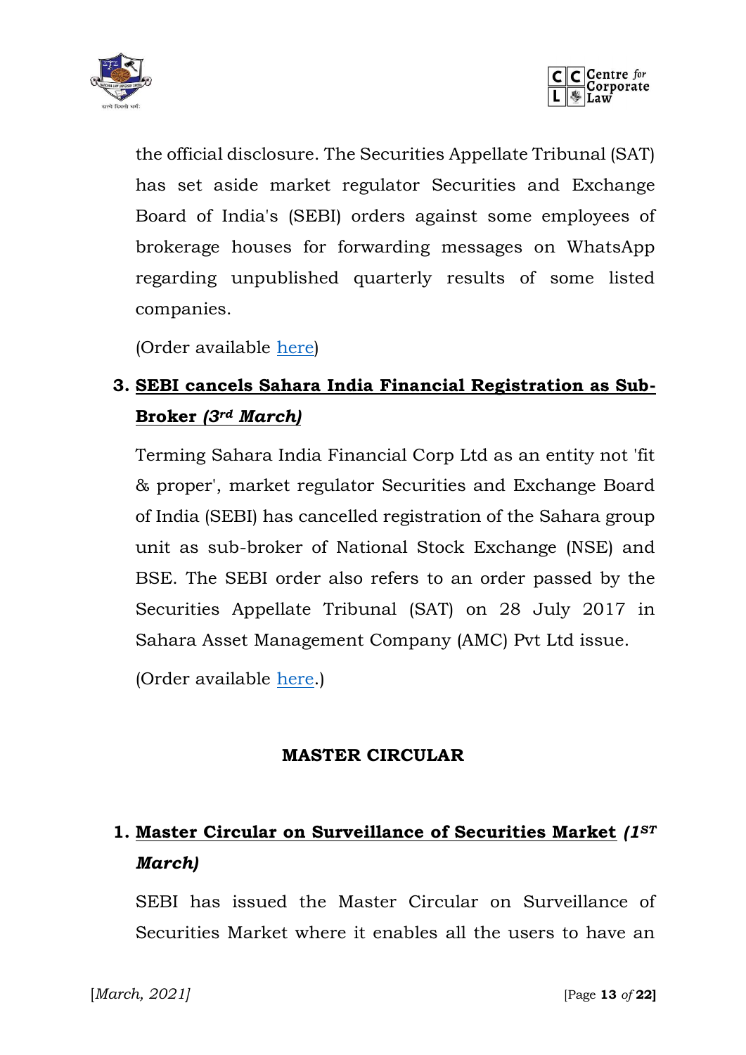the official disclosure. The Securities Appellate Tribunal (SAT) has set aside market regulator Securities and Exchange Board of India's (SEBI) orders against some employees of brokerage houses for forwarding messages on WhatsApp regarding unpublished quarterly results of some listed companies.

(Order available here)

3. **SEBI cancels Sahara India Financial Registration as Sub-Broker *(3rd March)***

   Terming Sahara India Financial Corp Ltd as an entity not 'fit & proper', market regulator Securities and Exchange Board of India (SEBI) has cancelled registration of the Sahara group unit as sub-broker of National Stock Exchange (NSE) and BSE. The SEBI order also refers to an order passed by the Securities Appellate Tribunal (SAT) on 28 July 2017 in Sahara Asset Management Company (AMC) Pvt Ltd issue.

   (Order available here.)

## MASTER CIRCULAR

1. **Master Circular on Surveillance of Securities Market *(1ST March)***

   SEBI has issued the Master Circular on Surveillance of Securities Market where it enables all the users to have an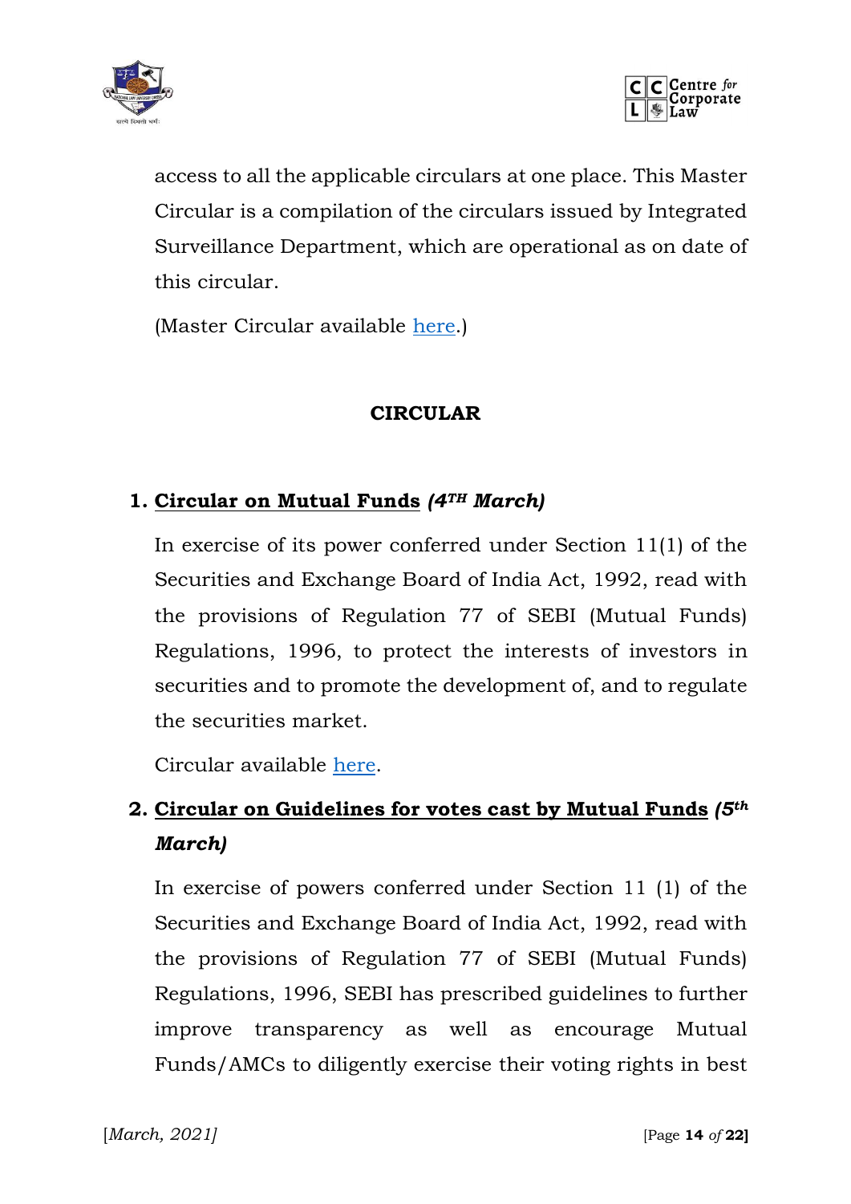access to all the applicable circulars at one place. This Master Circular is a compilation of the circulars issued by Integrated Surveillance Department, which are operational as on date of this circular.

(Master Circular available here.)

## CIRCULAR

1. **Circular on Mutual Funds** ***(4TH March)***

   In exercise of its power conferred under Section 11(1) of the Securities and Exchange Board of India Act, 1992, read with the provisions of Regulation 77 of SEBI (Mutual Funds) Regulations, 1996, to protect the interests of investors in securities and to promote the development of, and to regulate the securities market.

   Circular available here.

2. **Circular on Guidelines for votes cast by Mutual Funds** ***(5th March)***

   In exercise of powers conferred under Section 11 (1) of the Securities and Exchange Board of India Act, 1992, read with the provisions of Regulation 77 of SEBI (Mutual Funds) Regulations, 1996, SEBI has prescribed guidelines to further improve transparency as well as encourage Mutual Funds/AMCs to diligently exercise their voting rights in best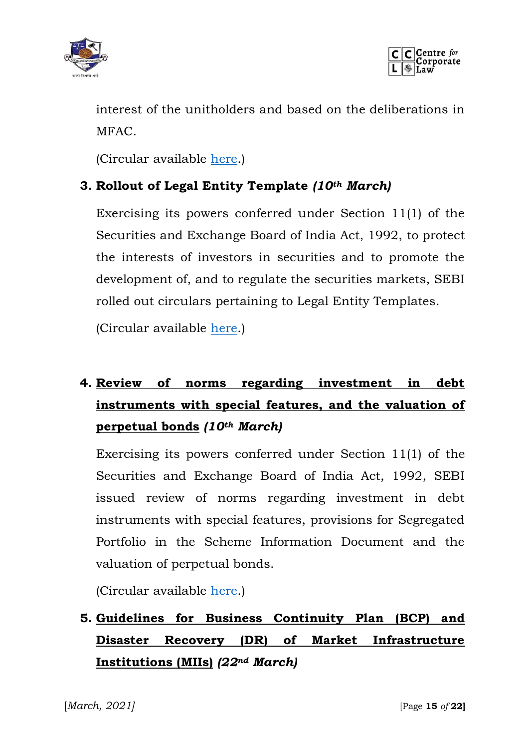interest of the unitholders and based on the deliberations in MFAC.

(Circular available here.)

3. **<u>Rollout of Legal Entity Template</u>** ***(10th March)***

   Exercising its powers conferred under Section 11(1) of the Securities and Exchange Board of India Act, 1992, to protect the interests of investors in securities and to promote the development of, and to regulate the securities markets, SEBI rolled out circulars pertaining to Legal Entity Templates.

   (Circular available here.)

4. **<u>Review of norms regarding investment in debt instruments with special features, and the valuation of perpetual bonds</u>** ***(10th March)***

   Exercising its powers conferred under Section 11(1) of the Securities and Exchange Board of India Act, 1992, SEBI issued review of norms regarding investment in debt instruments with special features, provisions for Segregated Portfolio in the Scheme Information Document and the valuation of perpetual bonds.

   (Circular available here.)

5. **<u>Guidelines for Business Continuity Plan (BCP) and Disaster Recovery (DR) of Market Infrastructure Institutions (MIIs)</u>** ***(22nd March)***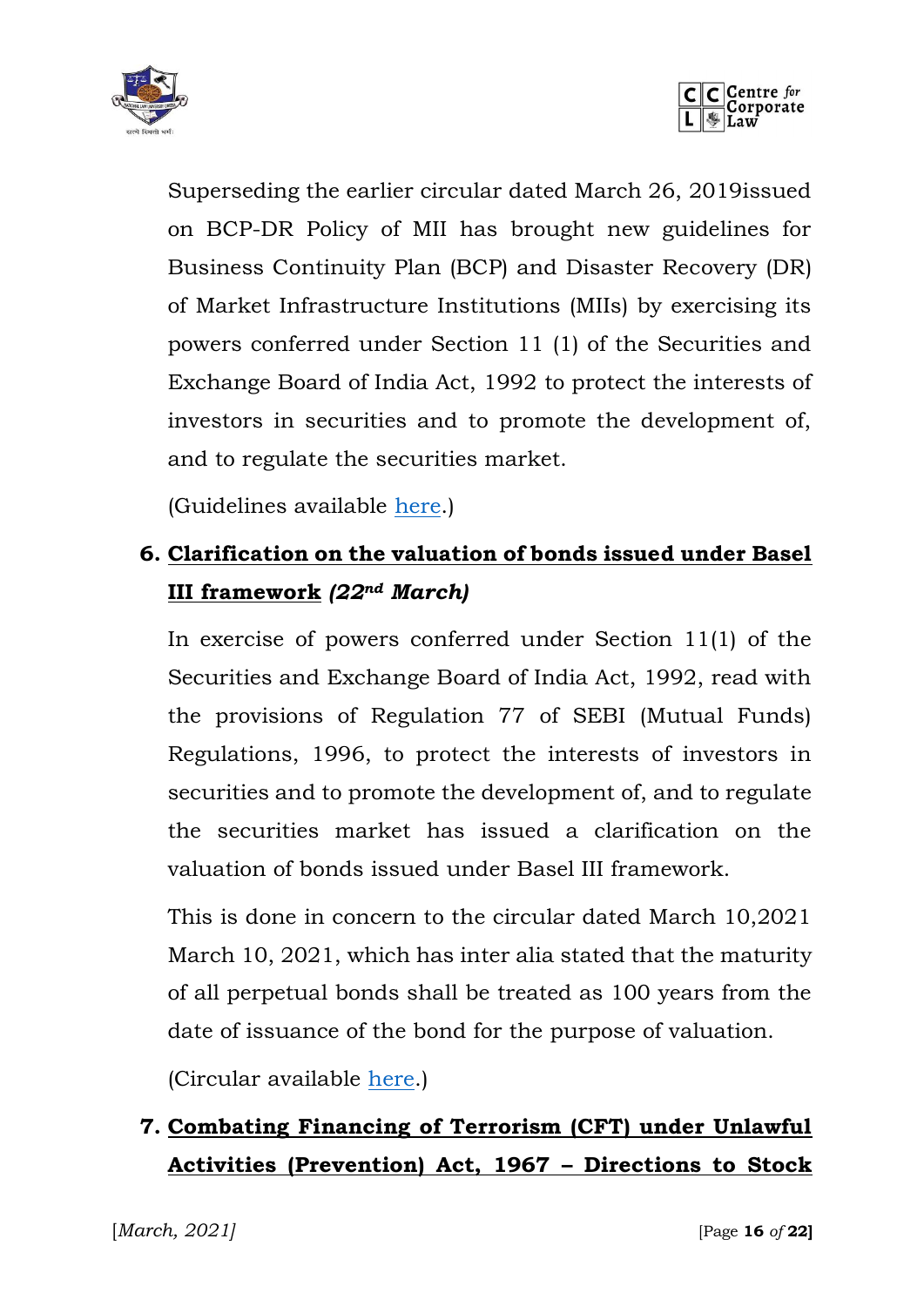Superseding the earlier circular dated March 26, 2019issued on BCP-DR Policy of MII has brought new guidelines for Business Continuity Plan (BCP) and Disaster Recovery (DR) of Market Infrastructure Institutions (MIIs) by exercising its powers conferred under Section 11 (1) of the Securities and Exchange Board of India Act, 1992 to protect the interests of investors in securities and to promote the development of, and to regulate the securities market.

(Guidelines available here.)

6. **<u>Clarification on the valuation of bonds issued under Basel III framework</u>** ***(22nd March)***

   In exercise of powers conferred under Section 11(1) of the Securities and Exchange Board of India Act, 1992, read with the provisions of Regulation 77 of SEBI (Mutual Funds) Regulations, 1996, to protect the interests of investors in securities and to promote the development of, and to regulate the securities market has issued a clarification on the valuation of bonds issued under Basel III framework.

   This is done in concern to the circular dated March 10,2021 March 10, 2021, which has inter alia stated that the maturity of all perpetual bonds shall be treated as 100 years from the date of issuance of the bond for the purpose of valuation.

   (Circular available here.)

7. **<u>Combating Financing of Terrorism (CFT) under Unlawful Activities (Prevention) Act, 1967 – Directions to Stock</u>**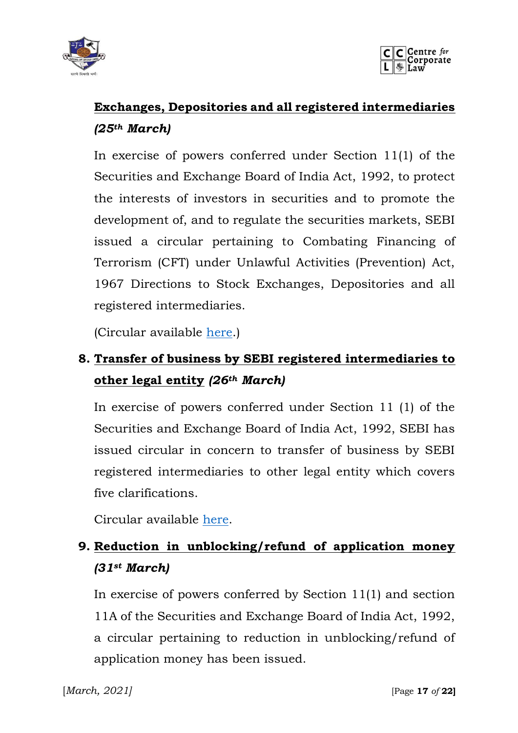**<u>Exchanges, Depositories and all registered intermediaries</u>** ***(25th March)***

In exercise of powers conferred under Section 11(1) of the Securities and Exchange Board of India Act, 1992, to protect the interests of investors in securities and to promote the development of, and to regulate the securities markets, SEBI issued a circular pertaining to Combating Financing of Terrorism (CFT) under Unlawful Activities (Prevention) Act, 1967 Directions to Stock Exchanges, Depositories and all registered intermediaries.

(Circular available here.)

8. **<u>Transfer of business by SEBI registered intermediaries to other legal entity</u>** ***(26th March)***

   In exercise of powers conferred under Section 11 (1) of the Securities and Exchange Board of India Act, 1992, SEBI has issued circular in concern to transfer of business by SEBI registered intermediaries to other legal entity which covers five clarifications.

   Circular available here.

9. **<u>Reduction in unblocking/refund of application money</u>** ***(31st March)***

   In exercise of powers conferred by Section 11(1) and section 11A of the Securities and Exchange Board of India Act, 1992, a circular pertaining to reduction in unblocking/refund of application money has been issued.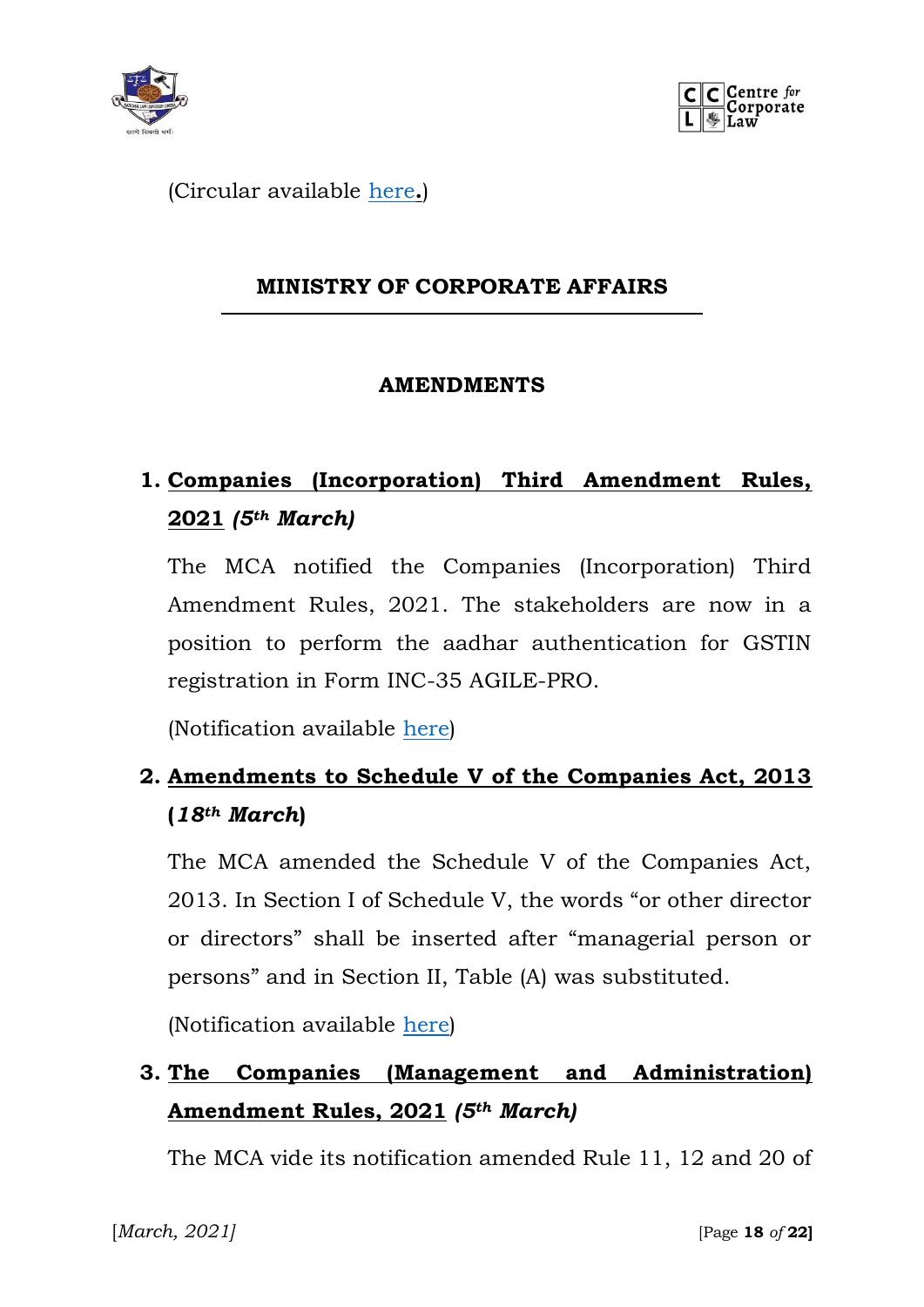(Circular available here**.**)

## MINISTRY OF CORPORATE AFFAIRS

### AMENDMENTS

1. **Companies (Incorporation) Third Amendment Rules, 2021** ***(5th March)***

   The MCA notified the Companies (Incorporation) Third Amendment Rules, 2021. The stakeholders are now in a position to perform the aadhar authentication for GSTIN registration in Form INC-35 AGILE-PRO.

   (Notification available here)

2. **Amendments to Schedule V of the Companies Act, 2013 (*18th March*)**

   The MCA amended the Schedule V of the Companies Act, 2013. In Section I of Schedule V, the words "or other director or directors" shall be inserted after "managerial person or persons" and in Section II, Table (A) was substituted.

   (Notification available here)

3. **The Companies (Management and Administration) Amendment Rules, 2021** ***(5th March)***

   The MCA vide its notification amended Rule 11, 12 and 20 of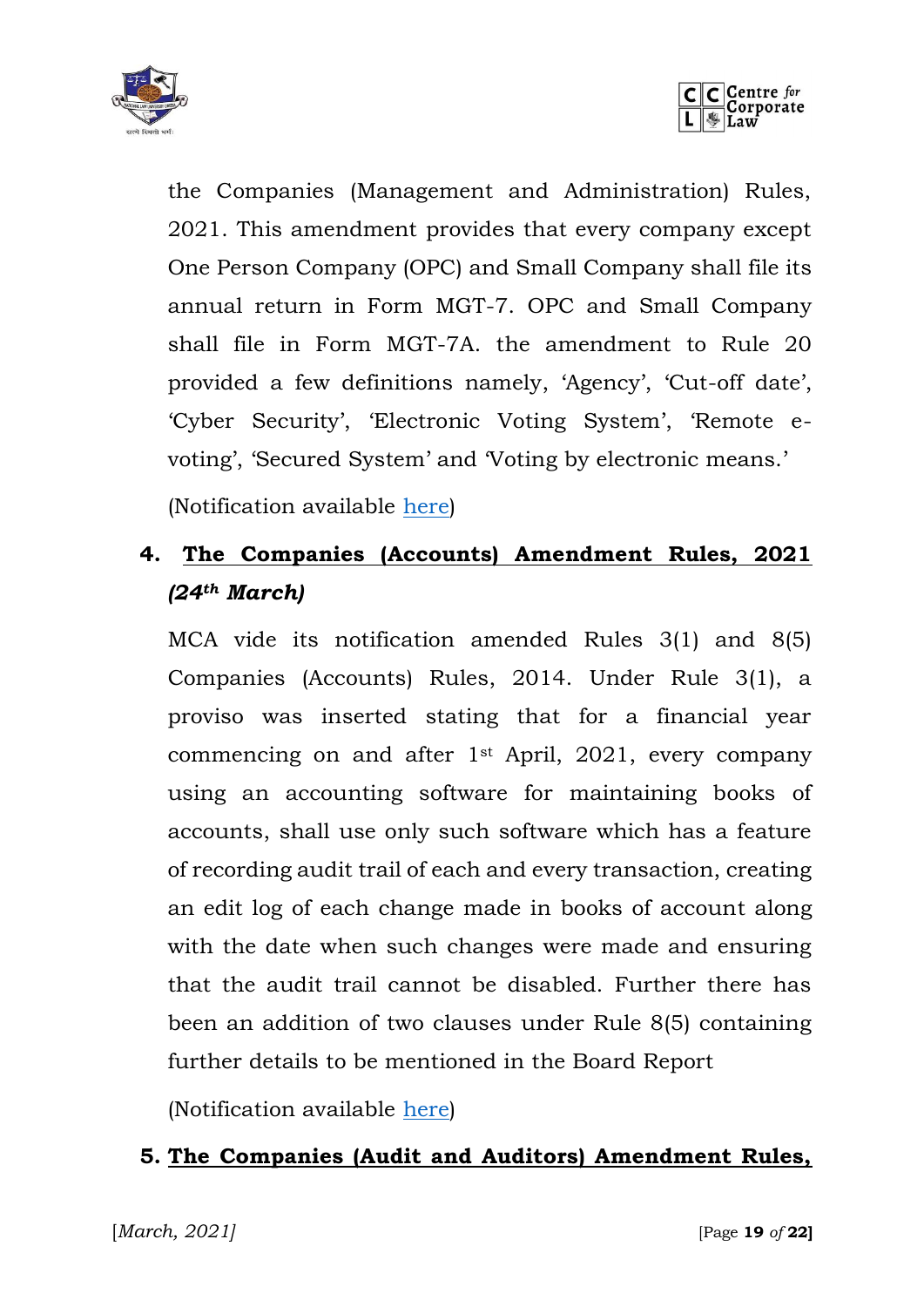the Companies (Management and Administration) Rules, 2021. This amendment provides that every company except One Person Company (OPC) and Small Company shall file its annual return in Form MGT-7. OPC and Small Company shall file in Form MGT-7A. the amendment to Rule 20 provided a few definitions namely, 'Agency', 'Cut-off date', 'Cyber Security', 'Electronic Voting System', 'Remote e-voting', 'Secured System' and 'Voting by electronic means.'

(Notification available here)

4. **The Companies (Accounts) Amendment Rules, 2021** ***(24th March)***

MCA vide its notification amended Rules 3(1) and 8(5) Companies (Accounts) Rules, 2014. Under Rule 3(1), a proviso was inserted stating that for a financial year commencing on and after 1st April, 2021, every company using an accounting software for maintaining books of accounts, shall use only such software which has a feature of recording audit trail of each and every transaction, creating an edit log of each change made in books of account along with the date when such changes were made and ensuring that the audit trail cannot be disabled. Further there has been an addition of two clauses under Rule 8(5) containing further details to be mentioned in the Board Report

(Notification available here)

5. **The Companies (Audit and Auditors) Amendment Rules,**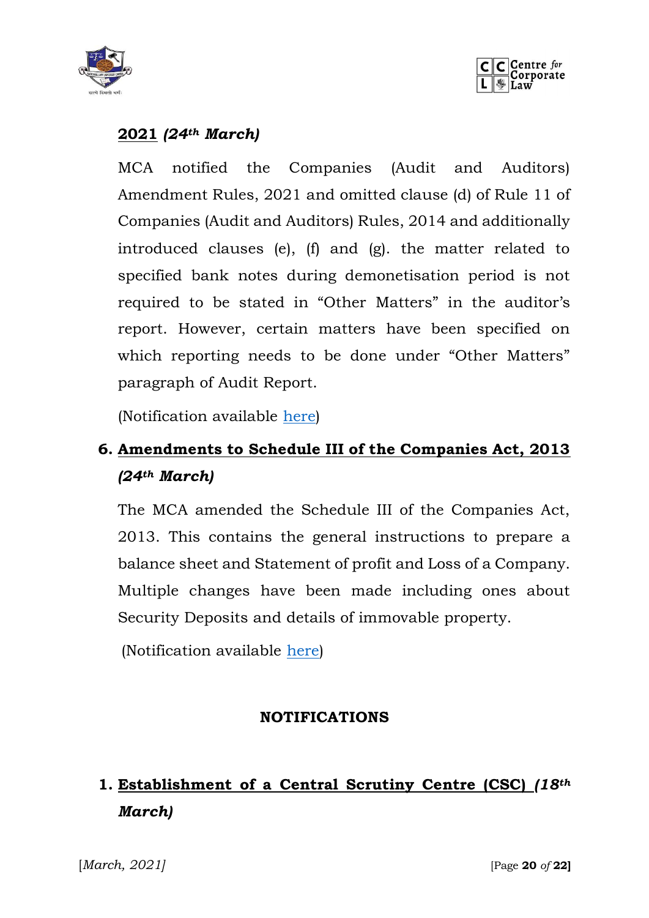**<u>2021</u>** ***(24th March)***

MCA notified the Companies (Audit and Auditors) Amendment Rules, 2021 and omitted clause (d) of Rule 11 of Companies (Audit and Auditors) Rules, 2014 and additionally introduced clauses (e), (f) and (g). the matter related to specified bank notes during demonetisation period is not required to be stated in "Other Matters" in the auditor's report. However, certain matters have been specified on which reporting needs to be done under "Other Matters" paragraph of Audit Report.

(Notification available here)

6. **<u>Amendments to Schedule III of the Companies Act, 2013</u>** ***(24th March)***

   The MCA amended the Schedule III of the Companies Act, 2013. This contains the general instructions to prepare a balance sheet and Statement of profit and Loss of a Company. Multiple changes have been made including ones about Security Deposits and details of immovable property.

   (Notification available here)

## NOTIFICATIONS

1. **<u>Establishment of a Central Scrutiny Centre (CSC)</u>** ***(18th March)***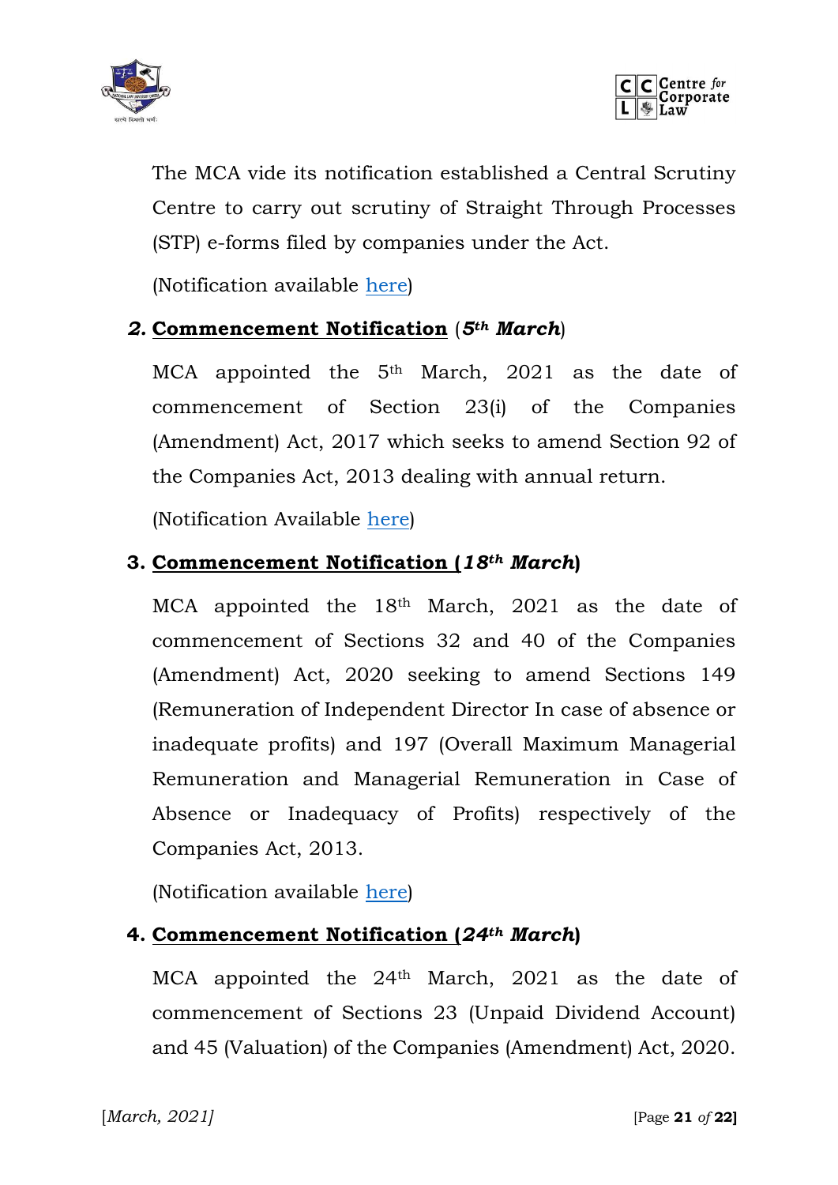The MCA vide its notification established a Central Scrutiny Centre to carry out scrutiny of Straight Through Processes (STP) e-forms filed by companies under the Act.

(Notification available here)

2. **Commencement Notification** (***5th March***)

MCA appointed the 5th March, 2021 as the date of commencement of Section 23(i) of the Companies (Amendment) Act, 2017 which seeks to amend Section 92 of the Companies Act, 2013 dealing with annual return.

(Notification Available here)

3. **Commencement Notification (*18th March*)**

MCA appointed the 18th March, 2021 as the date of commencement of Sections 32 and 40 of the Companies (Amendment) Act, 2020 seeking to amend Sections 149 (Remuneration of Independent Director In case of absence or inadequate profits) and 197 (Overall Maximum Managerial Remuneration and Managerial Remuneration in Case of Absence or Inadequacy of Profits) respectively of the Companies Act, 2013.

(Notification available here)

4. **Commencement Notification (*24th March*)**

MCA appointed the 24th March, 2021 as the date of commencement of Sections 23 (Unpaid Dividend Account) and 45 (Valuation) of the Companies (Amendment) Act, 2020.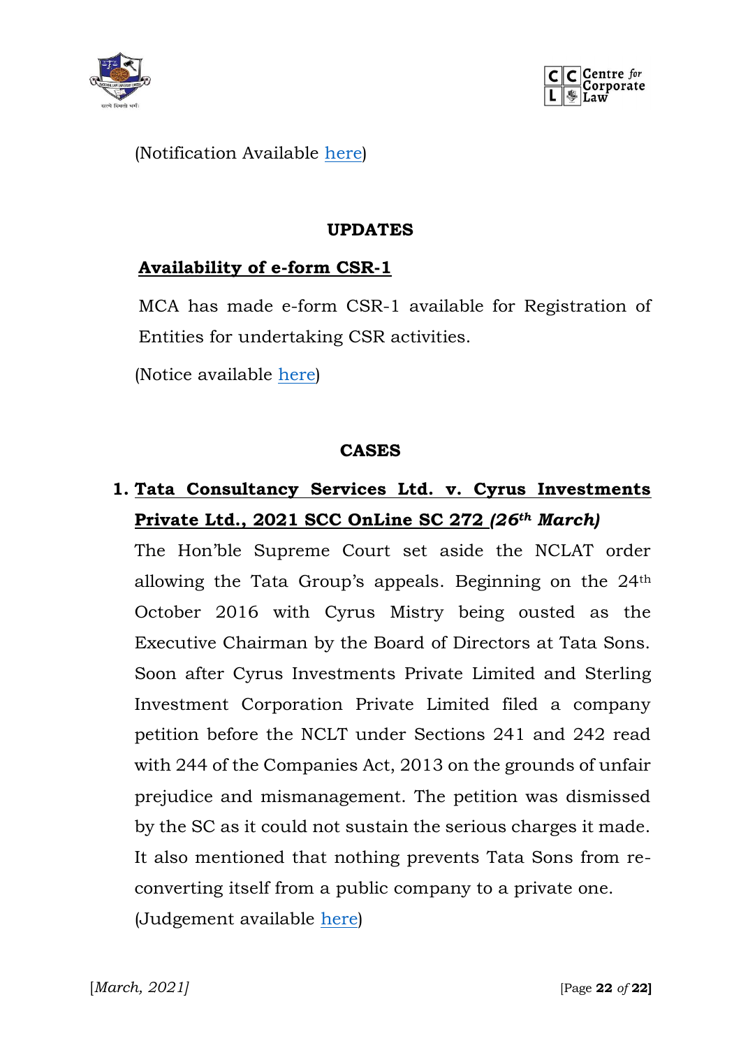(Notification Available here)

## UPDATES

**Availability of e-form CSR-1**

MCA has made e-form CSR-1 available for Registration of Entities for undertaking CSR activities.

(Notice available here)

## CASES

1. **Tata Consultancy Services Ltd. v. Cyrus Investments Private Ltd., 2021 SCC OnLine SC 272 *(26th March)***

   The Hon'ble Supreme Court set aside the NCLAT order allowing the Tata Group's appeals. Beginning on the 24th October 2016 with Cyrus Mistry being ousted as the Executive Chairman by the Board of Directors at Tata Sons. Soon after Cyrus Investments Private Limited and Sterling Investment Corporation Private Limited filed a company petition before the NCLT under Sections 241 and 242 read with 244 of the Companies Act, 2013 on the grounds of unfair prejudice and mismanagement. The petition was dismissed by the SC as it could not sustain the serious charges it made. It also mentioned that nothing prevents Tata Sons from re-converting itself from a public company to a private one.

   (Judgement available here)